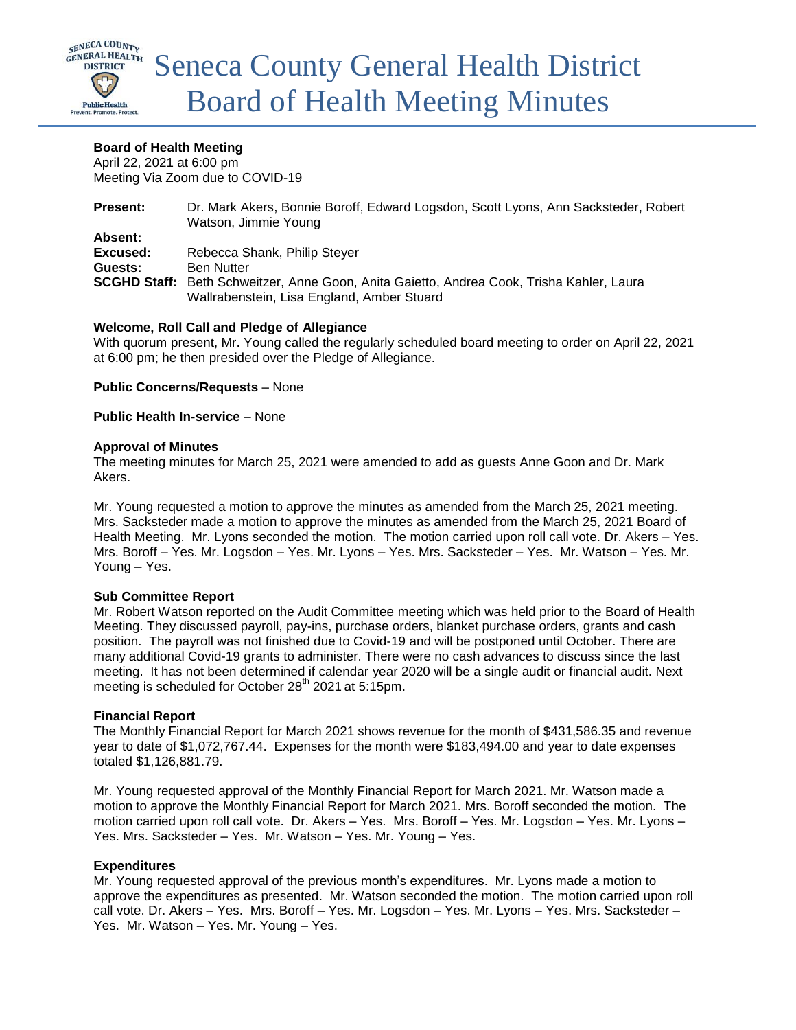# Seneca County General Health District Board of Health Meeting Minutes

**Board of Health Meeting**
April 22, 2021 at 6:00 pm
Meeting Via Zoom due to COVID-19

**Present:** Dr. Mark Akers, Bonnie Boroff, Edward Logsdon, Scott Lyons, Ann Sacksteder, Robert Watson, Jimmie Young
**Absent:**
**Excused:** Rebecca Shank, Philip Steyer
**Guests:** Ben Nutter
**SCGHD Staff:** Beth Schweitzer, Anne Goon, Anita Gaietto, Andrea Cook, Trisha Kahler, Laura Wallrabenstein, Lisa England, Amber Stuard

**Welcome, Roll Call and Pledge of Allegiance**
With quorum present, Mr. Young called the regularly scheduled board meeting to order on April 22, 2021 at 6:00 pm; he then presided over the Pledge of Allegiance.

**Public Concerns/Requests** – None

**Public Health In-service** – None

**Approval of Minutes**
The meeting minutes for March 25, 2021 were amended to add as guests Anne Goon and Dr. Mark Akers.

Mr. Young requested a motion to approve the minutes as amended from the March 25, 2021 meeting. Mrs. Sacksteder made a motion to approve the minutes as amended from the March 25, 2021 Board of Health Meeting. Mr. Lyons seconded the motion. The motion carried upon roll call vote. Dr. Akers – Yes. Mrs. Boroff – Yes. Mr. Logsdon – Yes. Mr. Lyons – Yes. Mrs. Sacksteder – Yes. Mr. Watson – Yes. Mr. Young – Yes.

**Sub Committee Report**
Mr. Robert Watson reported on the Audit Committee meeting which was held prior to the Board of Health Meeting. They discussed payroll, pay-ins, purchase orders, blanket purchase orders, grants and cash position. The payroll was not finished due to Covid-19 and will be postponed until October. There are many additional Covid-19 grants to administer. There were no cash advances to discuss since the last meeting. It has not been determined if calendar year 2020 will be a single audit or financial audit. Next meeting is scheduled for October 28th 2021 at 5:15pm.

**Financial Report**
The Monthly Financial Report for March 2021 shows revenue for the month of $431,586.35 and revenue year to date of $1,072,767.44. Expenses for the month were $183,494.00 and year to date expenses totaled $1,126,881.79.

Mr. Young requested approval of the Monthly Financial Report for March 2021. Mr. Watson made a motion to approve the Monthly Financial Report for March 2021. Mrs. Boroff seconded the motion. The motion carried upon roll call vote. Dr. Akers – Yes. Mrs. Boroff – Yes. Mr. Logsdon – Yes. Mr. Lyons – Yes. Mrs. Sacksteder – Yes. Mr. Watson – Yes. Mr. Young – Yes.

**Expenditures**
Mr. Young requested approval of the previous month's expenditures. Mr. Lyons made a motion to approve the expenditures as presented. Mr. Watson seconded the motion. The motion carried upon roll call vote. Dr. Akers – Yes. Mrs. Boroff – Yes. Mr. Logsdon – Yes. Mr. Lyons – Yes. Mrs. Sacksteder – Yes. Mr. Watson – Yes. Mr. Young – Yes.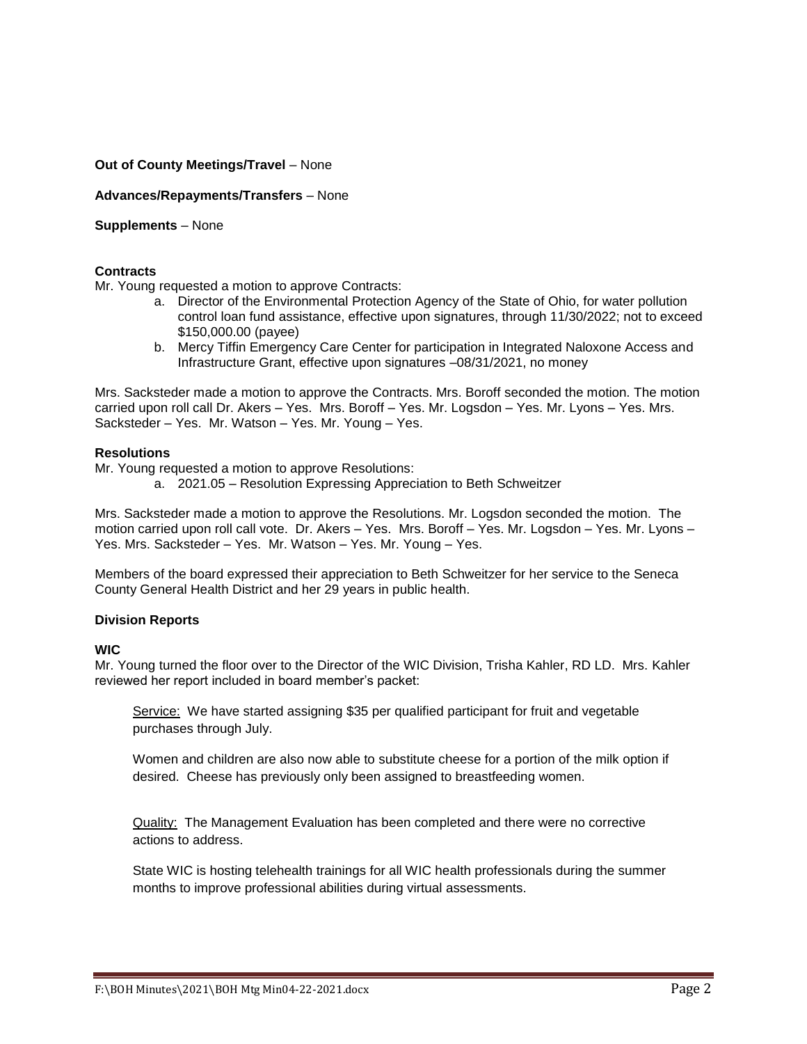**Out of County Meetings/Travel** – None

**Advances/Repayments/Transfers** – None

**Supplements** – None

**Contracts**

Mr. Young requested a motion to approve Contracts:

a. Director of the Environmental Protection Agency of the State of Ohio, for water pollution control loan fund assistance, effective upon signatures, through 11/30/2022; not to exceed $150,000.00 (payee)
b. Mercy Tiffin Emergency Care Center for participation in Integrated Naloxone Access and Infrastructure Grant, effective upon signatures –08/31/2021, no money

Mrs. Sacksteder made a motion to approve the Contracts. Mrs. Boroff seconded the motion. The motion carried upon roll call Dr. Akers – Yes. Mrs. Boroff – Yes. Mr. Logsdon – Yes. Mr. Lyons – Yes. Mrs. Sacksteder – Yes. Mr. Watson – Yes. Mr. Young – Yes.

**Resolutions**

Mr. Young requested a motion to approve Resolutions:

a. 2021.05 – Resolution Expressing Appreciation to Beth Schweitzer

Mrs. Sacksteder made a motion to approve the Resolutions. Mr. Logsdon seconded the motion. The motion carried upon roll call vote. Dr. Akers – Yes. Mrs. Boroff – Yes. Mr. Logsdon – Yes. Mr. Lyons – Yes. Mrs. Sacksteder – Yes. Mr. Watson – Yes. Mr. Young – Yes.

Members of the board expressed their appreciation to Beth Schweitzer for her service to the Seneca County General Health District and her 29 years in public health.

**Division Reports**

**WIC**

Mr. Young turned the floor over to the Director of the WIC Division, Trisha Kahler, RD LD. Mrs. Kahler reviewed her report included in board member's packet:

Service: We have started assigning $35 per qualified participant for fruit and vegetable purchases through July.

Women and children are also now able to substitute cheese for a portion of the milk option if desired. Cheese has previously only been assigned to breastfeeding women.

Quality: The Management Evaluation has been completed and there were no corrective actions to address.

State WIC is hosting telehealth trainings for all WIC health professionals during the summer months to improve professional abilities during virtual assessments.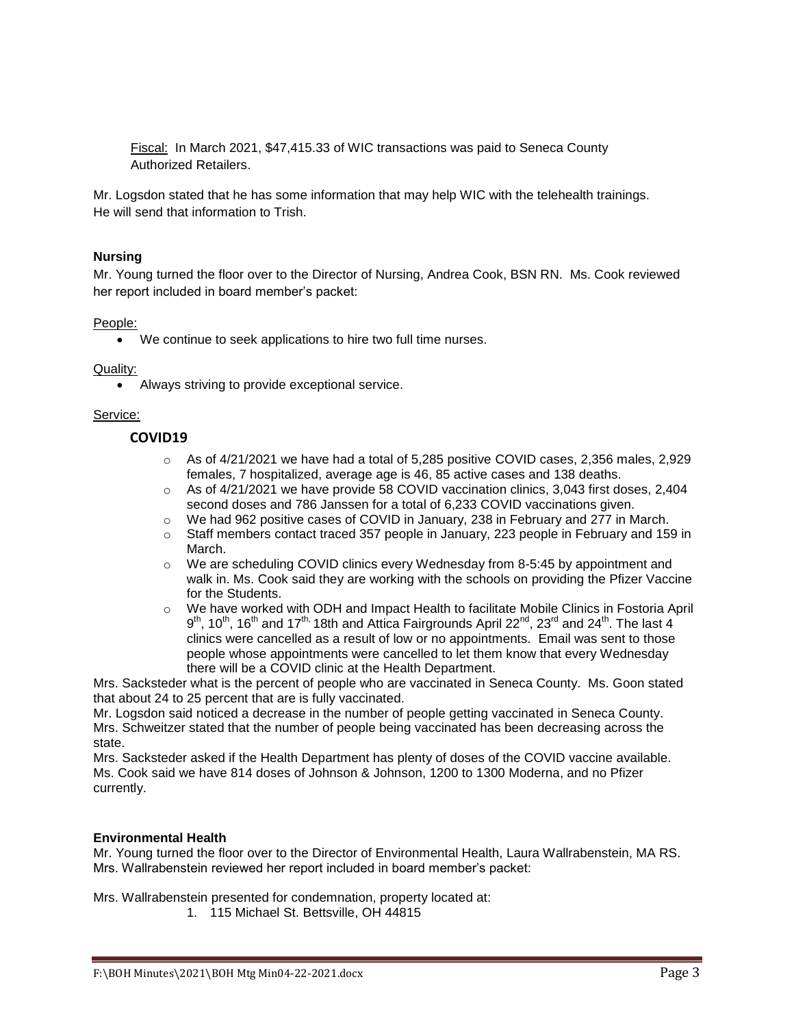Fiscal: In March 2021, $47,415.33 of WIC transactions was paid to Seneca County Authorized Retailers.

Mr. Logsdon stated that he has some information that may help WIC with the telehealth trainings. He will send that information to Trish.

**Nursing**

Mr. Young turned the floor over to the Director of Nursing, Andrea Cook, BSN RN. Ms. Cook reviewed her report included in board member's packet:

People:

- We continue to seek applications to hire two full time nurses.

Quality:

- Always striving to provide exceptional service.

Service:

**COVID19**

- As of 4/21/2021 we have had a total of 5,285 positive COVID cases, 2,356 males, 2,929 females, 7 hospitalized, average age is 46, 85 active cases and 138 deaths.
- As of 4/21/2021 we have provide 58 COVID vaccination clinics, 3,043 first doses, 2,404 second doses and 786 Janssen for a total of 6,233 COVID vaccinations given.
- We had 962 positive cases of COVID in January, 238 in February and 277 in March.
- Staff members contact traced 357 people in January, 223 people in February and 159 in March.
- We are scheduling COVID clinics every Wednesday from 8-5:45 by appointment and walk in. Ms. Cook said they are working with the schools on providing the Pfizer Vaccine for the Students.
- We have worked with ODH and Impact Health to facilitate Mobile Clinics in Fostoria April 9th, 10th, 16th and 17th, 18th and Attica Fairgrounds April 22nd, 23rd and 24th. The last 4 clinics were cancelled as a result of low or no appointments. Email was sent to those people whose appointments were cancelled to let them know that every Wednesday there will be a COVID clinic at the Health Department.

Mrs. Sacksteder what is the percent of people who are vaccinated in Seneca County. Ms. Goon stated that about 24 to 25 percent that are is fully vaccinated.

Mr. Logsdon said noticed a decrease in the number of people getting vaccinated in Seneca County. Mrs. Schweitzer stated that the number of people being vaccinated has been decreasing across the state.

Mrs. Sacksteder asked if the Health Department has plenty of doses of the COVID vaccine available. Ms. Cook said we have 814 doses of Johnson & Johnson, 1200 to 1300 Moderna, and no Pfizer currently.

**Environmental Health**

Mr. Young turned the floor over to the Director of Environmental Health, Laura Wallrabenstein, MA RS. Mrs. Wallrabenstein reviewed her report included in board member's packet:

Mrs. Wallrabenstein presented for condemnation, property located at:

1. 115 Michael St. Bettsville, OH 44815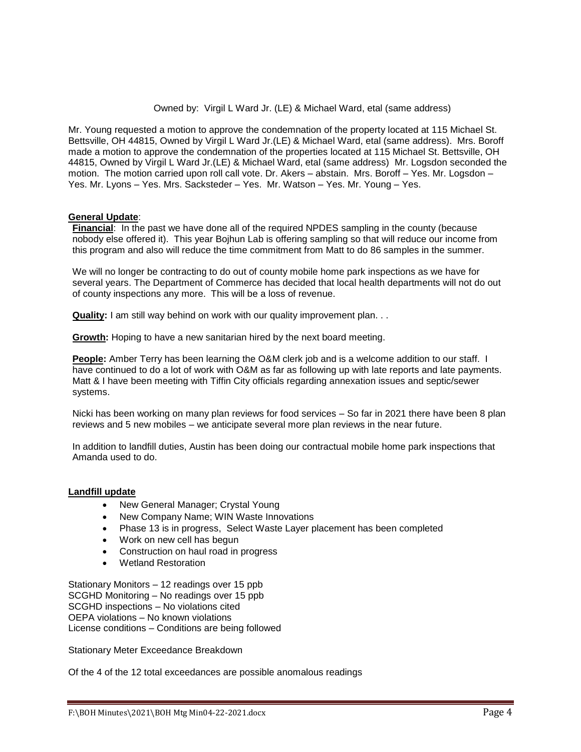Owned by: Virgil L Ward Jr. (LE) & Michael Ward, etal (same address)

Mr. Young requested a motion to approve the condemnation of the property located at 115 Michael St. Bettsville, OH 44815, Owned by Virgil L Ward Jr.(LE) & Michael Ward, etal (same address). Mrs. Boroff made a motion to approve the condemnation of the properties located at 115 Michael St. Bettsville, OH 44815, Owned by Virgil L Ward Jr.(LE) & Michael Ward, etal (same address) Mr. Logsdon seconded the motion. The motion carried upon roll call vote. Dr. Akers – abstain. Mrs. Boroff – Yes. Mr. Logsdon – Yes. Mr. Lyons – Yes. Mrs. Sacksteder – Yes. Mr. Watson – Yes. Mr. Young – Yes.

**General Update**:

**Financial**: In the past we have done all of the required NPDES sampling in the county (because nobody else offered it). This year Bojhun Lab is offering sampling so that will reduce our income from this program and also will reduce the time commitment from Matt to do 86 samples in the summer.

We will no longer be contracting to do out of county mobile home park inspections as we have for several years. The Department of Commerce has decided that local health departments will not do out of county inspections any more. This will be a loss of revenue.

**Quality:** I am still way behind on work with our quality improvement plan. . .

**Growth:** Hoping to have a new sanitarian hired by the next board meeting.

**People:** Amber Terry has been learning the O&M clerk job and is a welcome addition to our staff. I have continued to do a lot of work with O&M as far as following up with late reports and late payments. Matt & I have been meeting with Tiffin City officials regarding annexation issues and septic/sewer systems.

Nicki has been working on many plan reviews for food services – So far in 2021 there have been 8 plan reviews and 5 new mobiles – we anticipate several more plan reviews in the near future.

In addition to landfill duties, Austin has been doing our contractual mobile home park inspections that Amanda used to do.

**Landfill update**

- New General Manager; Crystal Young
- New Company Name; WIN Waste Innovations
- Phase 13 is in progress, Select Waste Layer placement has been completed
- Work on new cell has begun
- Construction on haul road in progress
- Wetland Restoration

Stationary Monitors – 12 readings over 15 ppb
SCGHD Monitoring – No readings over 15 ppb
SCGHD inspections – No violations cited
OEPA violations – No known violations
License conditions – Conditions are being followed

Stationary Meter Exceedance Breakdown

Of the 4 of the 12 total exceedances are possible anomalous readings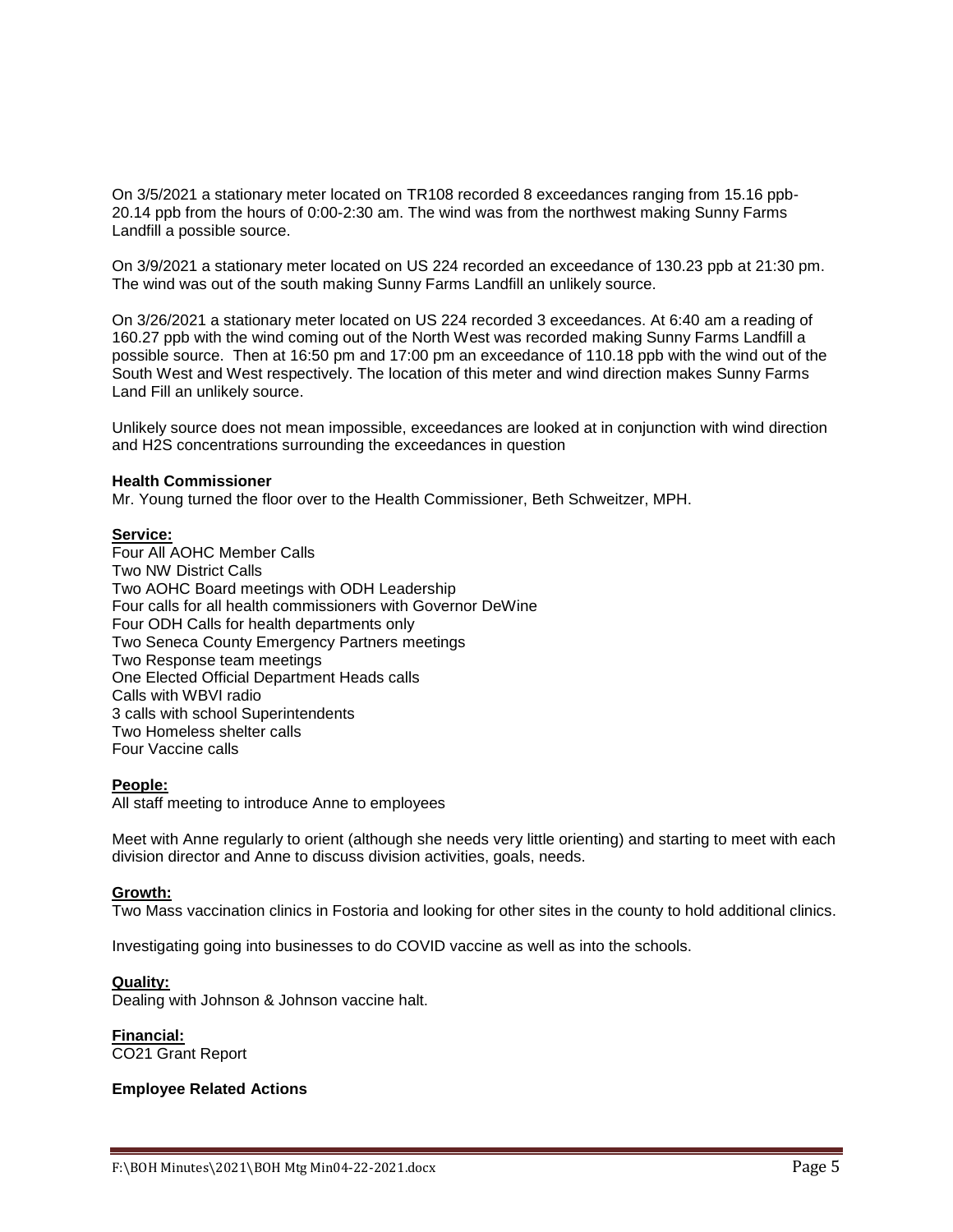On 3/5/2021 a stationary meter located on TR108 recorded 8 exceedances ranging from 15.16 ppb-20.14 ppb from the hours of 0:00-2:30 am. The wind was from the northwest making Sunny Farms Landfill a possible source.

On 3/9/2021 a stationary meter located on US 224 recorded an exceedance of 130.23 ppb at 21:30 pm. The wind was out of the south making Sunny Farms Landfill an unlikely source.

On 3/26/2021 a stationary meter located on US 224 recorded 3 exceedances. At 6:40 am a reading of 160.27 ppb with the wind coming out of the North West was recorded making Sunny Farms Landfill a possible source. Then at 16:50 pm and 17:00 pm an exceedance of 110.18 ppb with the wind out of the South West and West respectively. The location of this meter and wind direction makes Sunny Farms Land Fill an unlikely source.

Unlikely source does not mean impossible, exceedances are looked at in conjunction with wind direction and $H_2S$ concentrations surrounding the exceedances in question

**Health Commissioner**
Mr. Young turned the floor over to the Health Commissioner, Beth Schweitzer, MPH.

**Service:**
Four All AOHC Member Calls
Two NW District Calls
Two AOHC Board meetings with ODH Leadership
Four calls for all health commissioners with Governor DeWine
Four ODH Calls for health departments only
Two Seneca County Emergency Partners meetings
Two Response team meetings
One Elected Official Department Heads calls
Calls with WBVI radio
3 calls with school Superintendents
Two Homeless shelter calls
Four Vaccine calls

**People:**
All staff meeting to introduce Anne to employees

Meet with Anne regularly to orient (although she needs very little orienting) and starting to meet with each division director and Anne to discuss division activities, goals, needs.

**Growth:**
Two Mass vaccination clinics in Fostoria and looking for other sites in the county to hold additional clinics.

Investigating going into businesses to do COVID vaccine as well as into the schools.

**Quality:**
Dealing with Johnson & Johnson vaccine halt.

**Financial:**
CO21 Grant Report

**Employee Related Actions**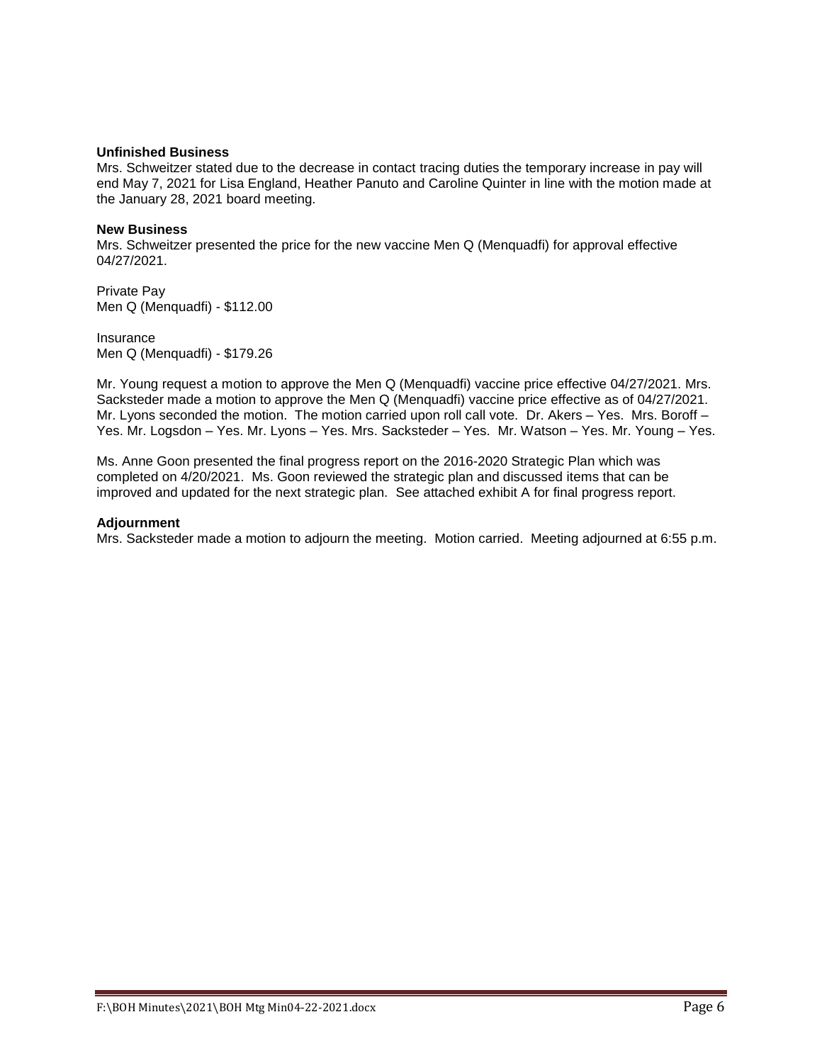**Unfinished Business**

Mrs. Schweitzer stated due to the decrease in contact tracing duties the temporary increase in pay will end May 7, 2021 for Lisa England, Heather Panuto and Caroline Quinter in line with the motion made at the January 28, 2021 board meeting.

**New Business**

Mrs. Schweitzer presented the price for the new vaccine Men Q (Menquadfi) for approval effective 04/27/2021.

Private Pay
Men Q (Menquadfi) - $112.00

Insurance
Men Q (Menquadfi) - $179.26

Mr. Young request a motion to approve the Men Q (Menquadfi) vaccine price effective 04/27/2021. Mrs. Sacksteder made a motion to approve the Men Q (Menquadfi) vaccine price effective as of 04/27/2021. Mr. Lyons seconded the motion. The motion carried upon roll call vote. Dr. Akers – Yes. Mrs. Boroff – Yes. Mr. Logsdon – Yes. Mr. Lyons – Yes. Mrs. Sacksteder – Yes. Mr. Watson – Yes. Mr. Young – Yes.

Ms. Anne Goon presented the final progress report on the 2016-2020 Strategic Plan which was completed on 4/20/2021. Ms. Goon reviewed the strategic plan and discussed items that can be improved and updated for the next strategic plan. See attached exhibit A for final progress report.

**Adjournment**

Mrs. Sacksteder made a motion to adjourn the meeting. Motion carried. Meeting adjourned at 6:55 p.m.